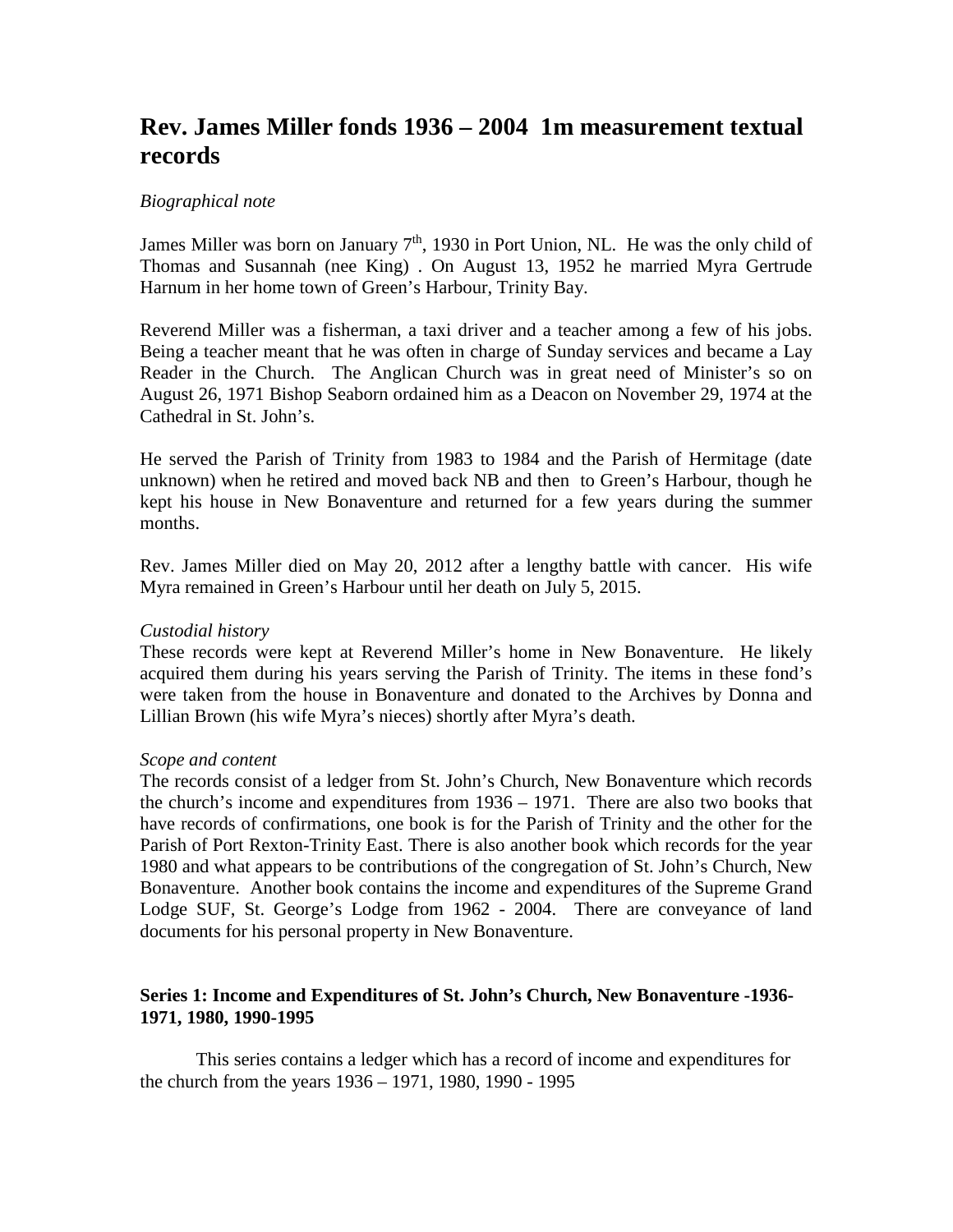# Rev. James Miller fonds 1936 – 2004 1m measurement textual records

*Biographical note*

James Miller was born on January 7th, 1930 in Port Union, NL. He was the only child of Thomas and Susannah (nee King) . On August 13, 1952 he married Myra Gertrude Harnum in her home town of Green's Harbour, Trinity Bay.

Reverend Miller was a fisherman, a taxi driver and a teacher among a few of his jobs. Being a teacher meant that he was often in charge of Sunday services and became a Lay Reader in the Church. The Anglican Church was in great need of Minister's so on August 26, 1971 Bishop Seaborn ordained him as a Deacon on November 29, 1974 at the Cathedral in St. John's.

He served the Parish of Trinity from 1983 to 1984 and the Parish of Hermitage (date unknown) when he retired and moved back NB and then to Green's Harbour, though he kept his house in New Bonaventure and returned for a few years during the summer months.

Rev. James Miller died on May 20, 2012 after a lengthy battle with cancer. His wife Myra remained in Green's Harbour until her death on July 5, 2015.

*Custodial history*

These records were kept at Reverend Miller's home in New Bonaventure. He likely acquired them during his years serving the Parish of Trinity. The items in these fond's were taken from the house in Bonaventure and donated to the Archives by Donna and Lillian Brown (his wife Myra's nieces) shortly after Myra's death.

*Scope and content*

The records consist of a ledger from St. John's Church, New Bonaventure which records the church's income and expenditures from 1936 – 1971. There are also two books that have records of confirmations, one book is for the Parish of Trinity and the other for the Parish of Port Rexton-Trinity East. There is also another book which records for the year 1980 and what appears to be contributions of the congregation of St. John's Church, New Bonaventure. Another book contains the income and expenditures of the Supreme Grand Lodge SUF, St. George's Lodge from 1962 - 2004. There are conveyance of land documents for his personal property in New Bonaventure.

**Series 1: Income and Expenditures of St. John's Church, New Bonaventure -1936-1971, 1980, 1990-1995**

This series contains a ledger which has a record of income and expenditures for the church from the years 1936 – 1971, 1980, 1990 - 1995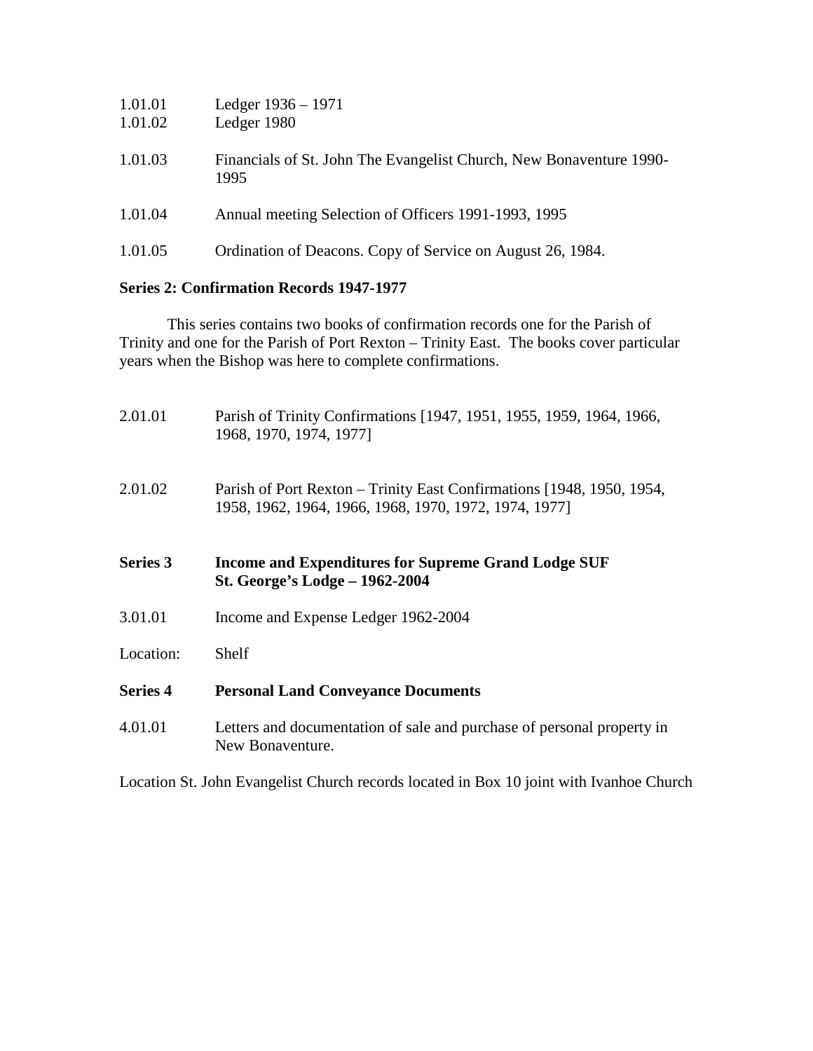1.01.01 Ledger 1936 – 1971

1.01.02 Ledger 1980

1.01.03 Financials of St. John The Evangelist Church, New Bonaventure 1990-1995

1.01.04 Annual meeting Selection of Officers 1991-1993, 1995

1.01.05 Ordination of Deacons. Copy of Service on August 26, 1984.

**Series 2: Confirmation Records 1947-1977**

This series contains two books of confirmation records one for the Parish of Trinity and one for the Parish of Port Rexton – Trinity East. The books cover particular years when the Bishop was here to complete confirmations.

2.01.01 Parish of Trinity Confirmations [1947, 1951, 1955, 1959, 1964, 1966, 1968, 1970, 1974, 1977]

2.01.02 Parish of Port Rexton – Trinity East Confirmations [1948, 1950, 1954, 1958, 1962, 1964, 1966, 1968, 1970, 1972, 1974, 1977]

**Series 3 Income and Expenditures for Supreme Grand Lodge SUF St. George's Lodge – 1962-2004**

3.01.01 Income and Expense Ledger 1962-2004

Location: Shelf

**Series 4 Personal Land Conveyance Documents**

4.01.01 Letters and documentation of sale and purchase of personal property in New Bonaventure.

Location St. John Evangelist Church records located in Box 10 joint with Ivanhoe Church